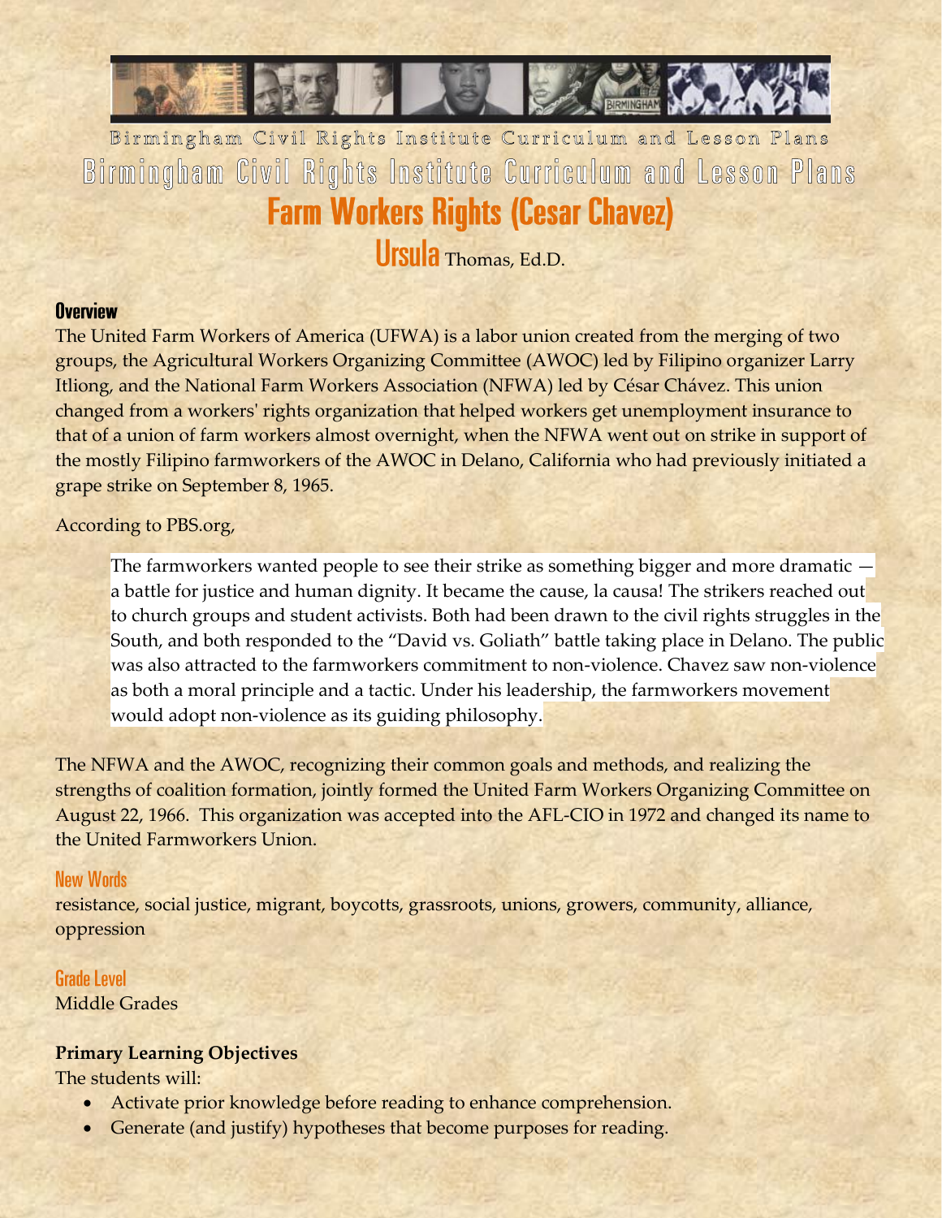Birmingham Civil Rights Institute Curriculum and Lesson Plans

# Birmingham Civil Rights Institute Curriculum and Lesson Plans

# Farm Workers Rights (Cesar Chavez)

Ursula Thomas, Ed.D.

## Overview

The United Farm Workers of America (UFWA) is a labor union created from the merging of two groups, the Agricultural Workers Organizing Committee (AWOC) led by Filipino organizer Larry Itliong, and the National Farm Workers Association (NFWA) led by César Chávez. This union changed from a workers' rights organization that helped workers get unemployment insurance to that of a union of farm workers almost overnight, when the NFWA went out on strike in support of the mostly Filipino farmworkers of the AWOC in Delano, California who had previously initiated a grape strike on September 8, 1965.

According to PBS.org,

> The farmworkers wanted people to see their strike as something bigger and more dramatic — a battle for justice and human dignity. It became the cause, la causa! The strikers reached out to church groups and student activists. Both had been drawn to the civil rights struggles in the South, and both responded to the "David vs. Goliath" battle taking place in Delano. The public was also attracted to the farmworkers commitment to non-violence. Chavez saw non-violence as both a moral principle and a tactic. Under his leadership, the farmworkers movement would adopt non-violence as its guiding philosophy.

The NFWA and the AWOC, recognizing their common goals and methods, and realizing the strengths of coalition formation, jointly formed the United Farm Workers Organizing Committee on August 22, 1966. This organization was accepted into the AFL-CIO in 1972 and changed its name to the United Farmworkers Union.

## New Words

resistance, social justice, migrant, boycotts, grassroots, unions, growers, community, alliance, oppression

## Grade Level

Middle Grades

**Primary Learning Objectives**

The students will:

- Activate prior knowledge before reading to enhance comprehension.
- Generate (and justify) hypotheses that become purposes for reading.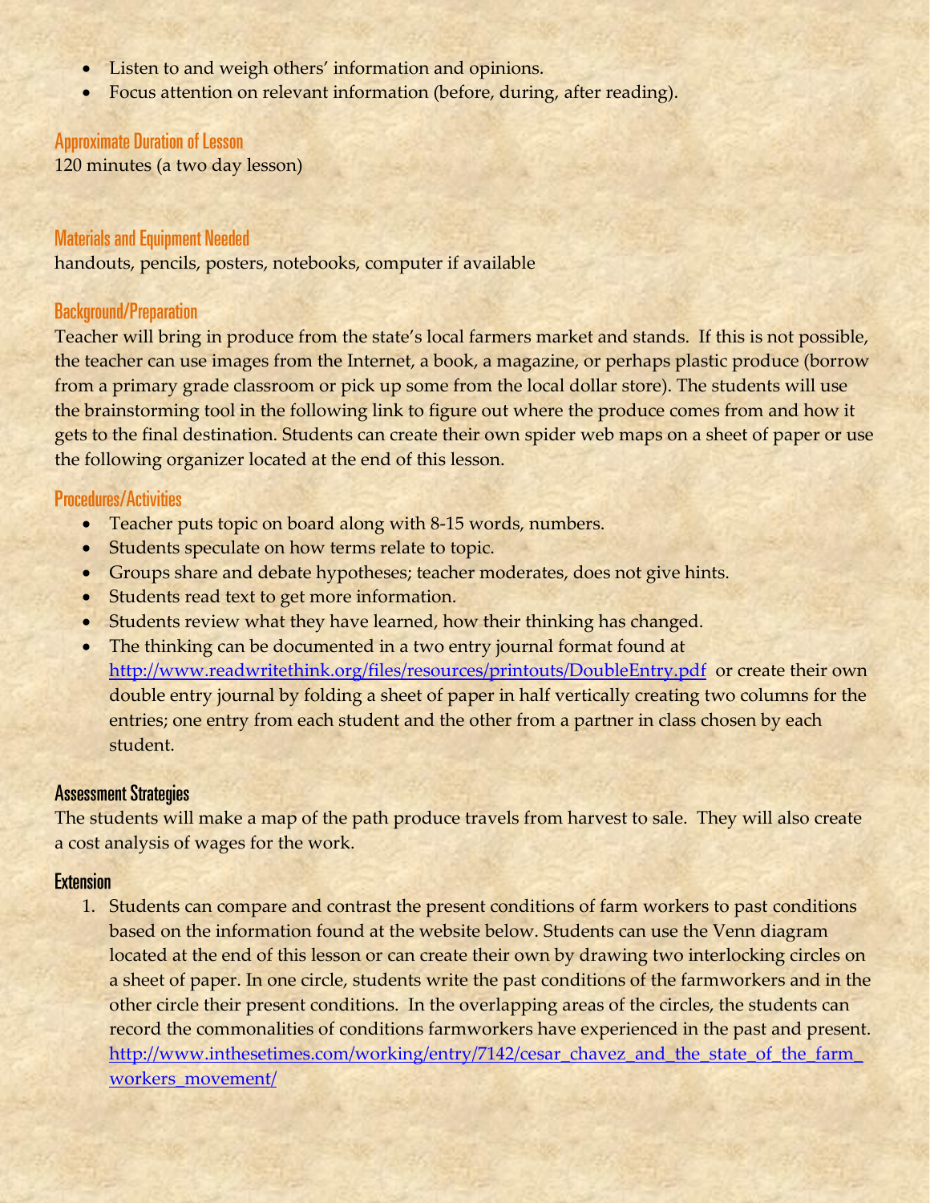- Listen to and weigh others' information and opinions.
- Focus attention on relevant information (before, during, after reading).

## Approximate Duration of Lesson

120 minutes (a two day lesson)

## Materials and Equipment Needed

handouts, pencils, posters, notebooks, computer if available

## Background/Preparation

Teacher will bring in produce from the state's local farmers market and stands. If this is not possible, the teacher can use images from the Internet, a book, a magazine, or perhaps plastic produce (borrow from a primary grade classroom or pick up some from the local dollar store). The students will use the brainstorming tool in the following link to figure out where the produce comes from and how it gets to the final destination. Students can create their own spider web maps on a sheet of paper or use the following organizer located at the end of this lesson.

## Procedures/Activities

- Teacher puts topic on board along with 8-15 words, numbers.
- Students speculate on how terms relate to topic.
- Groups share and debate hypotheses; teacher moderates, does not give hints.
- Students read text to get more information.
- Students review what they have learned, how their thinking has changed.
- The thinking can be documented in a two entry journal format found at http://www.readwritethink.org/files/resources/printouts/DoubleEntry.pdf or create their own double entry journal by folding a sheet of paper in half vertically creating two columns for the entries; one entry from each student and the other from a partner in class chosen by each student.

## Assessment Strategies

The students will make a map of the path produce travels from harvest to sale. They will also create a cost analysis of wages for the work.

## Extension

1. Students can compare and contrast the present conditions of farm workers to past conditions based on the information found at the website below. Students can use the Venn diagram located at the end of this lesson or can create their own by drawing two interlocking circles on a sheet of paper. In one circle, students write the past conditions of the farmworkers and in the other circle their present conditions. In the overlapping areas of the circles, the students can record the commonalities of conditions farmworkers have experienced in the past and present. http://www.inthesetimes.com/working/entry/7142/cesar_chavez_and_the_state_of_the_farm_workers_movement/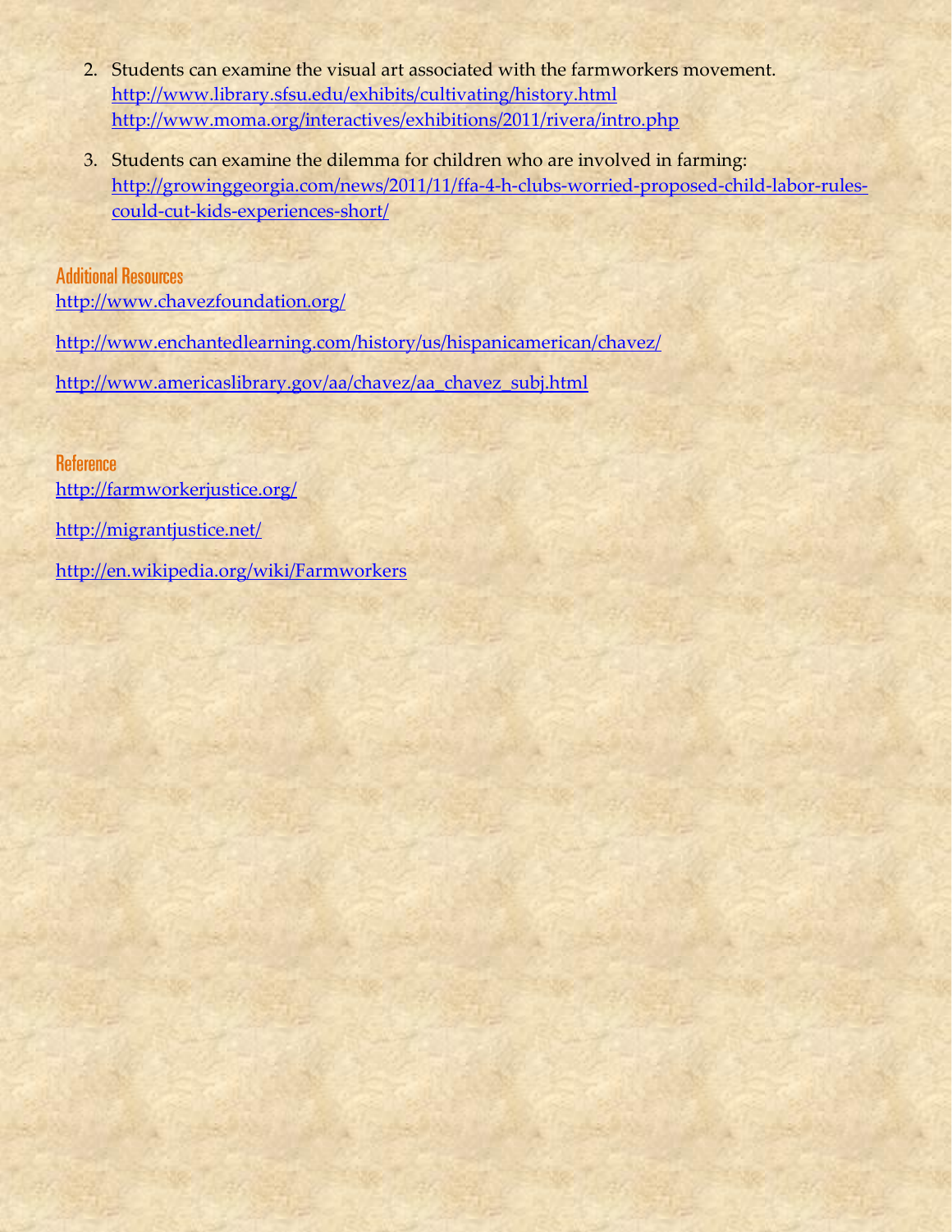2. Students can examine the visual art associated with the farmworkers movement.
   http://www.library.sfsu.edu/exhibits/cultivating/history.html
   http://www.moma.org/interactives/exhibitions/2011/rivera/intro.php

3. Students can examine the dilemma for children who are involved in farming:
   http://growinggeorgia.com/news/2011/11/ffa-4-h-clubs-worried-proposed-child-labor-rules-could-cut-kids-experiences-short/

## Additional Resources

http://www.chavezfoundation.org/

http://www.enchantedlearning.com/history/us/hispanicamerican/chavez/

http://www.americaslibrary.gov/aa/chavez/aa_chavez_subj.html

## Reference

http://farmworkerjustice.org/

http://migrantjustice.net/

http://en.wikipedia.org/wiki/Farmworkers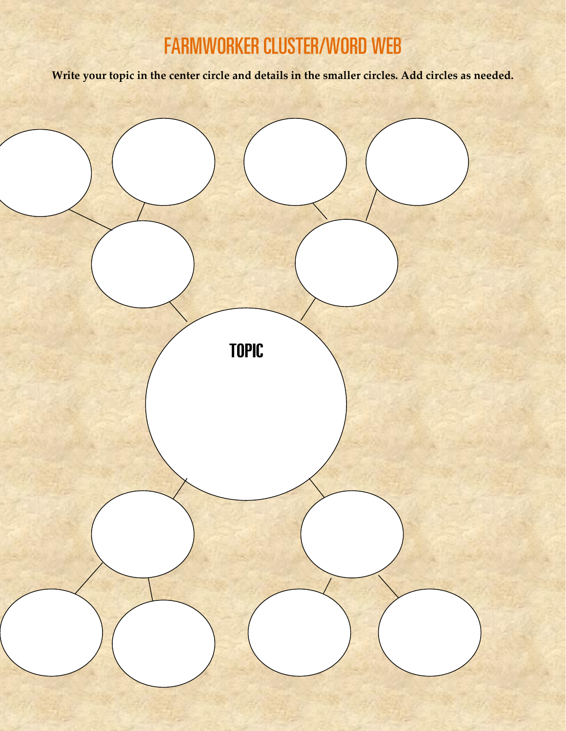# FARMWORKER CLUSTER/WORD WEB

**Write your topic in the center circle and details in the smaller circles. Add circles as needed.**

TOPIC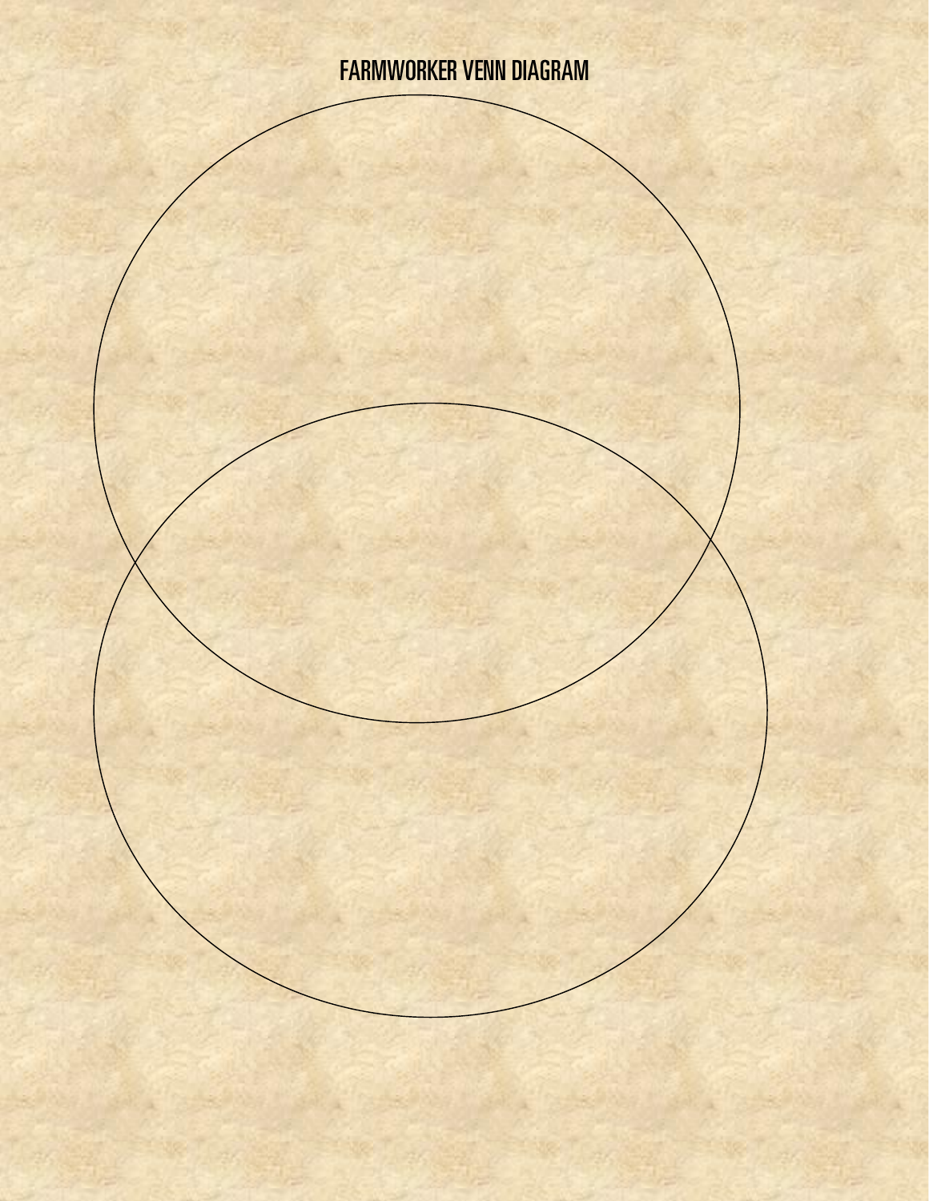# FARMWORKER VENN DIAGRAM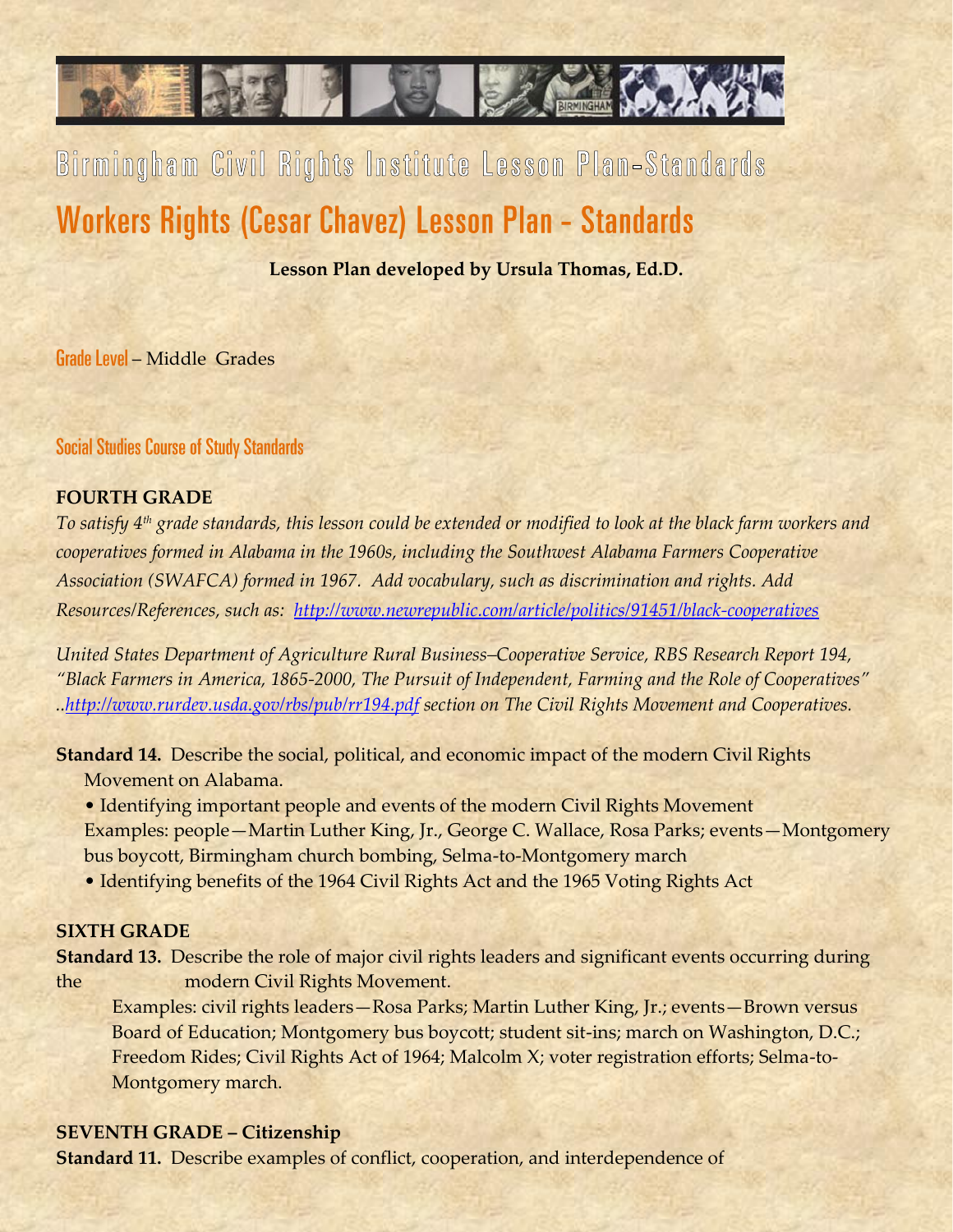# Birmingham Civil Rights Institute Lesson Plan-Standards

# Workers Rights (Cesar Chavez) Lesson Plan - Standards

**Lesson Plan developed by Ursula Thomas, Ed.D.**

Grade Level – Middle Grades

## Social Studies Course of Study Standards

### FOURTH GRADE

*To satisfy 4th grade standards, this lesson could be extended or modified to look at the black farm workers and cooperatives formed in Alabama in the 1960s, including the Southwest Alabama Farmers Cooperative Association (SWAFCA) formed in 1967. Add vocabulary, such as discrimination and rights. Add Resources/References, such as: http://www.newrepublic.com/article/politics/91451/black-cooperatives*

*United States Department of Agriculture Rural Business–Cooperative Service, RBS Research Report 194, "Black Farmers in America, 1865-2000, The Pursuit of Independent, Farming and the Role of Cooperatives" ..http://www.rurdev.usda.gov/rbs/pub/rr194.pdf section on The Civil Rights Movement and Cooperatives.*

**Standard 14.** Describe the social, political, and economic impact of the modern Civil Rights Movement on Alabama.

- Identifying important people and events of the modern Civil Rights Movement
  Examples: people—Martin Luther King, Jr., George C. Wallace, Rosa Parks; events—Montgomery bus boycott, Birmingham church bombing, Selma-to-Montgomery march
- Identifying benefits of the 1964 Civil Rights Act and the 1965 Voting Rights Act

### SIXTH GRADE

**Standard 13.** Describe the role of major civil rights leaders and significant events occurring during the modern Civil Rights Movement.

Examples: civil rights leaders—Rosa Parks; Martin Luther King, Jr.; events—Brown versus Board of Education; Montgomery bus boycott; student sit-ins; march on Washington, D.C.; Freedom Rides; Civil Rights Act of 1964; Malcolm X; voter registration efforts; Selma-to-Montgomery march.

### SEVENTH GRADE – Citizenship

**Standard 11.** Describe examples of conflict, cooperation, and interdependence of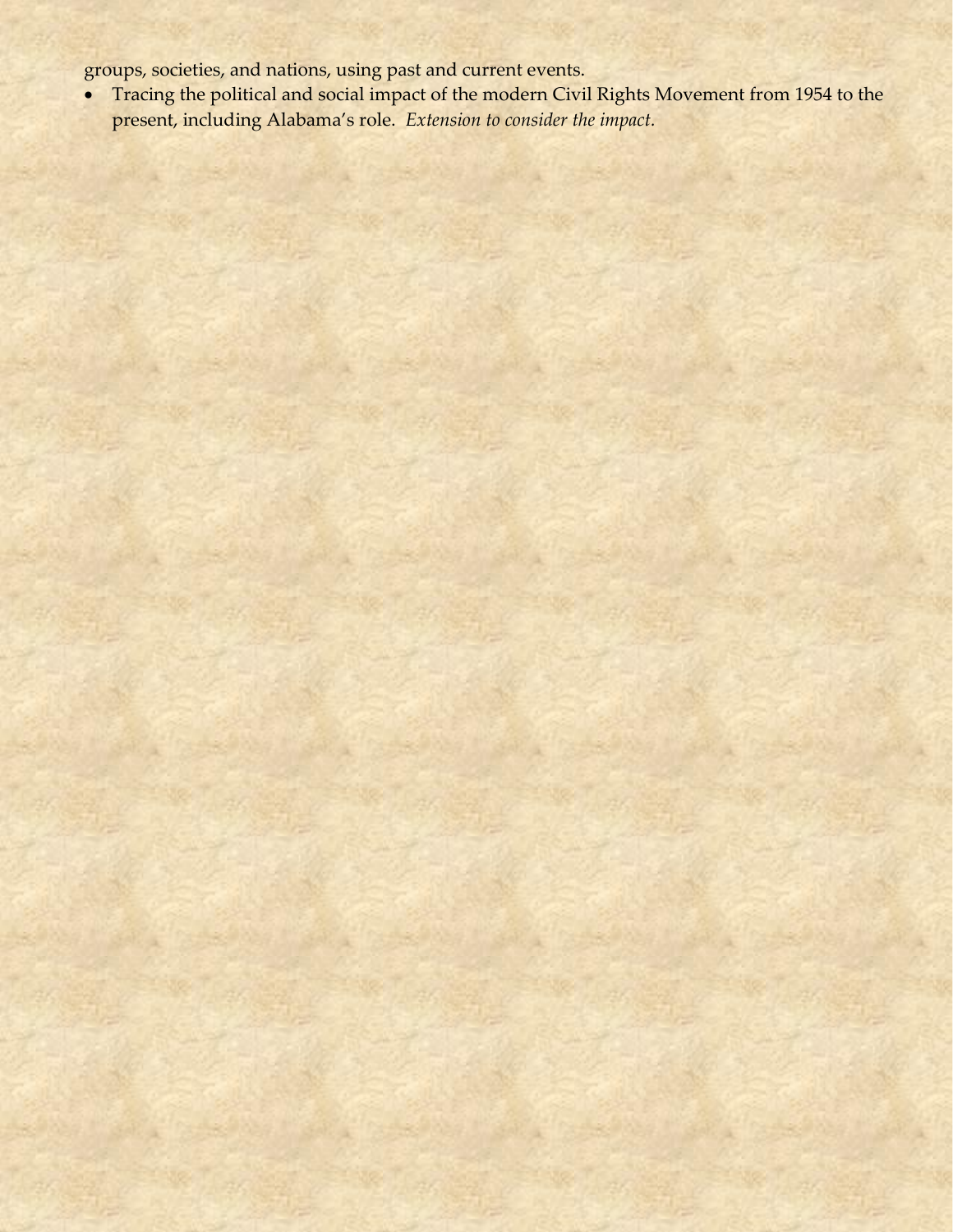groups, societies, and nations, using past and current events.

- Tracing the political and social impact of the modern Civil Rights Movement from 1954 to the present, including Alabama's role. *Extension to consider the impact.*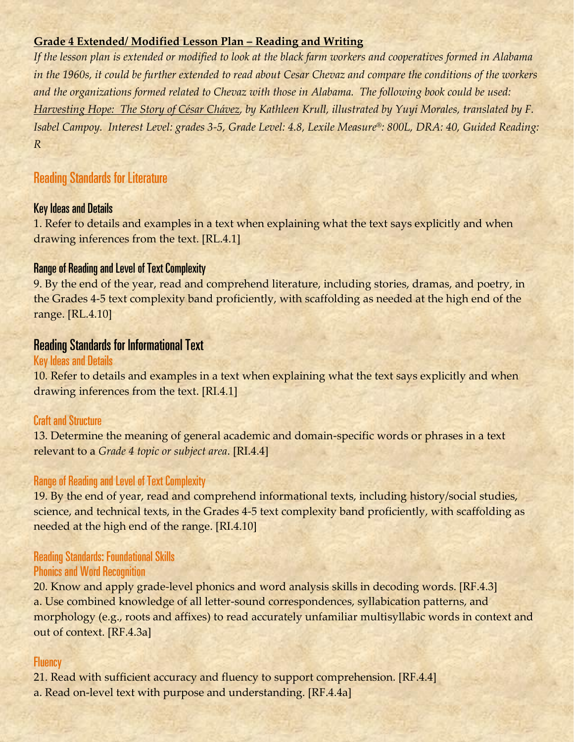**Grade 4 Extended/ Modified Lesson Plan – Reading and Writing**

*If the lesson plan is extended or modified to look at the black farm workers and cooperatives formed in Alabama in the 1960s, it could be further extended to read about Cesar Chevaz and compare the conditions of the workers and the organizations formed related to Chevaz with those in Alabama. The following book could be used: Harvesting Hope: The Story of César Chávez, by Kathleen Krull, illustrated by Yuyi Morales, translated by F. Isabel Campoy. Interest Level: grades 3-5, Grade Level: 4.8, Lexile Measure®: 800L, DRA: 40, Guided Reading: R*

## Reading Standards for Literature

### Key Ideas and Details

1. Refer to details and examples in a text when explaining what the text says explicitly and when drawing inferences from the text. [RL.4.1]

### Range of Reading and Level of Text Complexity

9. By the end of the year, read and comprehend literature, including stories, dramas, and poetry, in the Grades 4-5 text complexity band proficiently, with scaffolding as needed at the high end of the range. [RL.4.10]

## Reading Standards for Informational Text

### Key Ideas and Details

10. Refer to details and examples in a text when explaining what the text says explicitly and when drawing inferences from the text. [RI.4.1]

### Craft and Structure

13. Determine the meaning of general academic and domain-specific words or phrases in a text relevant to a *Grade 4 topic or subject area*. [RI.4.4]

### Range of Reading and Level of Text Complexity

19. By the end of year, read and comprehend informational texts, including history/social studies, science, and technical texts, in the Grades 4-5 text complexity band proficiently, with scaffolding as needed at the high end of the range. [RI.4.10]

### Reading Standards: Foundational Skills

### Phonics and Word Recognition

20. Know and apply grade-level phonics and word analysis skills in decoding words. [RF.4.3]
a. Use combined knowledge of all letter-sound correspondences, syllabication patterns, and morphology (e.g., roots and affixes) to read accurately unfamiliar multisyllabic words in context and out of context. [RF.4.3a]

### Fluency

21. Read with sufficient accuracy and fluency to support comprehension. [RF.4.4]
a. Read on-level text with purpose and understanding. [RF.4.4a]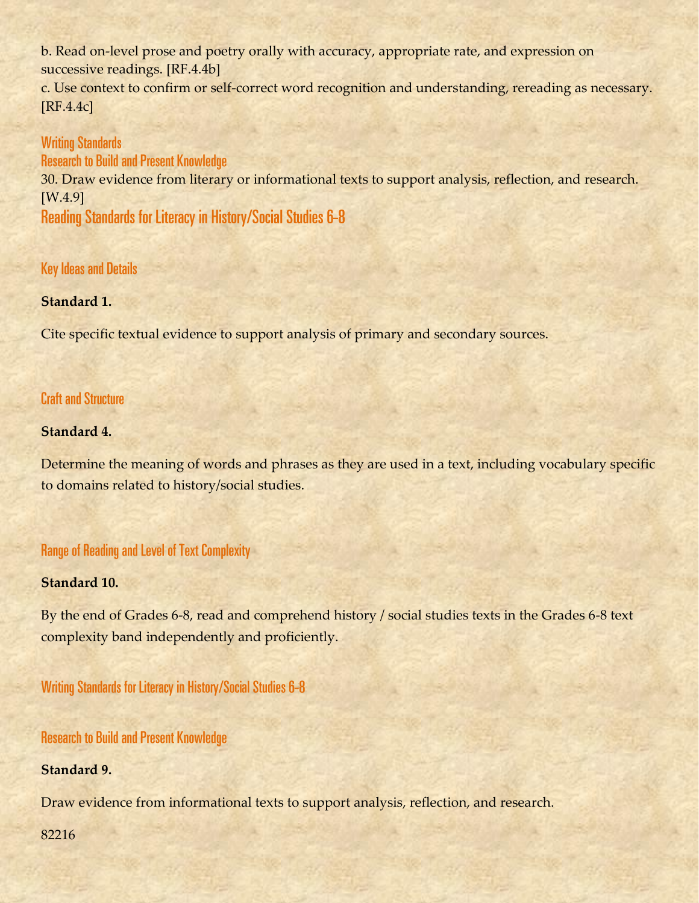b. Read on-level prose and poetry orally with accuracy, appropriate rate, and expression on successive readings. [RF.4.4b]

c. Use context to confirm or self-correct word recognition and understanding, rereading as necessary. [RF.4.4c]

### Writing Standards

#### Research to Build and Present Knowledge

30. Draw evidence from literary or informational texts to support analysis, reflection, and research. [W.4.9]

## Reading Standards for Literacy in History/Social Studies 6-8

### Key Ideas and Details

**Standard 1.**

Cite specific textual evidence to support analysis of primary and secondary sources.

### Craft and Structure

**Standard 4.**

Determine the meaning of words and phrases as they are used in a text, including vocabulary specific to domains related to history/social studies.

### Range of Reading and Level of Text Complexity

**Standard 10.**

By the end of Grades 6-8, read and comprehend history / social studies texts in the Grades 6-8 text complexity band independently and proficiently.

## Writing Standards for Literacy in History/Social Studies 6-8

### Research to Build and Present Knowledge

**Standard 9.**

Draw evidence from informational texts to support analysis, reflection, and research.

82216